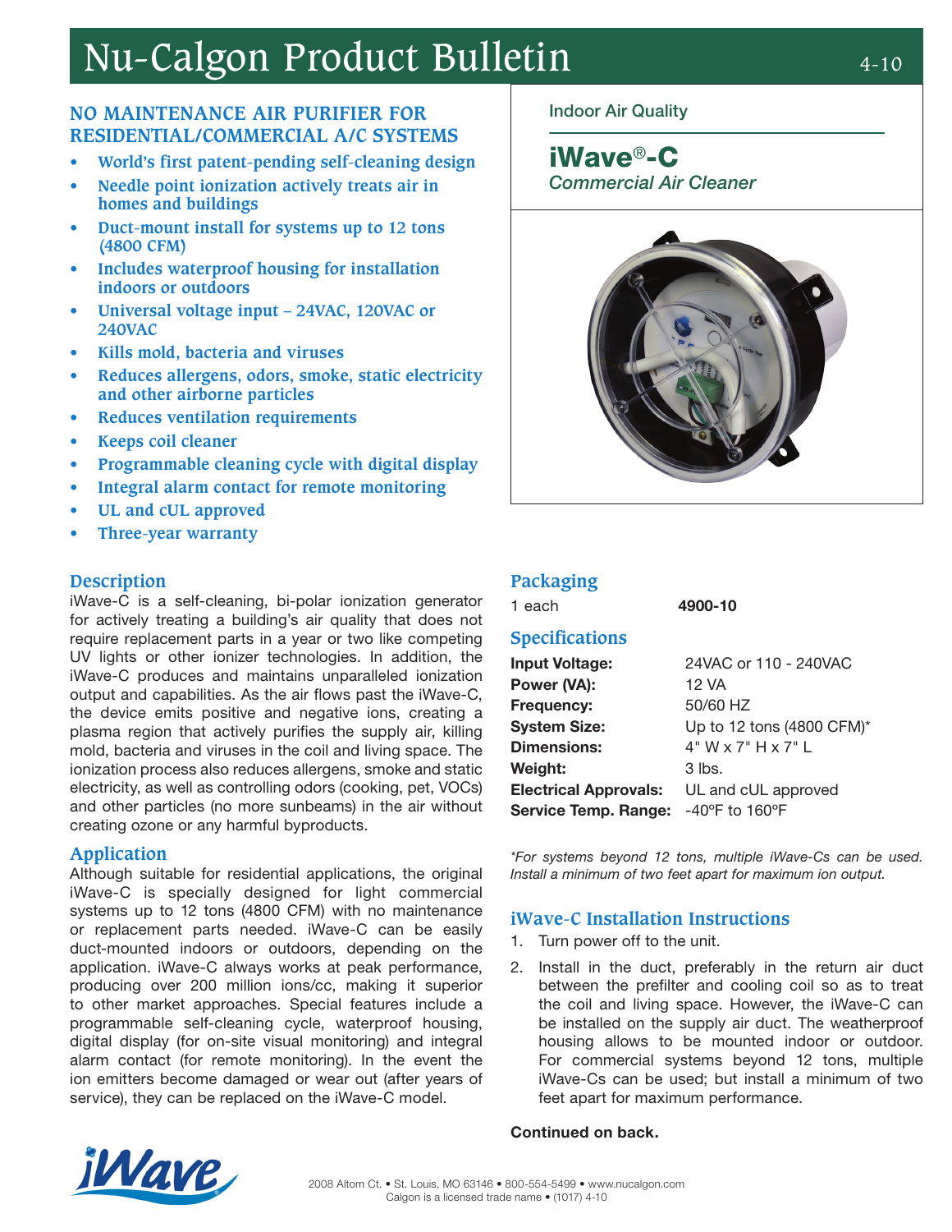# Nu-Calgon Product Bulletin

4-10

## NO MAINTENANCE AIR PURIFIER FOR RESIDENTIAL/COMMERCIAL A/C SYSTEMS

- World's first patent-pending self-cleaning design
- Needle point ionization actively treats air in homes and buildings
- Duct-mount install for systems up to 12 tons (4800 CFM)
- Includes waterproof housing for installation indoors or outdoors
- Universal voltage input – 24VAC, 120VAC or 240VAC
- Kills mold, bacteria and viruses
- Reduces allergens, odors, smoke, static electricity and other airborne particles
- Reduces ventilation requirements
- Keeps coil cleaner
- Programmable cleaning cycle with digital display
- Integral alarm contact for remote monitoring
- UL and cUL approved
- Three-year warranty

Indoor Air Quality

## iWave®-C

*Commercial Air Cleaner*

## Description

iWave-C is a self-cleaning, bi-polar ionization generator for actively treating a building's air quality that does not require replacement parts in a year or two like competing UV lights or other ionizer technologies. In addition, the iWave-C produces and maintains unparalleled ionization output and capabilities. As the air flows past the iWave-C, the device emits positive and negative ions, creating a plasma region that actively purifies the supply air, killing mold, bacteria and viruses in the coil and living space. The ionization process also reduces allergens, smoke and static electricity, as well as controlling odors (cooking, pet, VOCs) and other particles (no more sunbeams) in the air without creating ozone or any harmful byproducts.

## Application

Although suitable for residential applications, the original iWave-C is specially designed for light commercial systems up to 12 tons (4800 CFM) with no maintenance or replacement parts needed. iWave-C can be easily duct-mounted indoors or outdoors, depending on the application. iWave-C always works at peak performance, producing over 200 million ions/cc, making it superior to other market approaches. Special features include a programmable self-cleaning cycle, waterproof housing, digital display (for on-site visual monitoring) and integral alarm contact (for remote monitoring). In the event the ion emitters become damaged or wear out (after years of service), they can be replaced on the iWave-C model.

## Packaging

| | |
|---|---|
| 1 each | **4900-10** |

## Specifications

| | |
|---|---|
| **Input Voltage:** | 24VAC or 110 - 240VAC |
| **Power (VA):** | 12 VA |
| **Frequency:** | 50/60 HZ |
| **System Size:** | Up to 12 tons (4800 CFM)* |
| **Dimensions:** | 4" W x 7" H x 7" L |
| **Weight:** | 3 lbs. |
| **Electrical Approvals:** | UL and cUL approved |
| **Service Temp. Range:** | -40ºF to 160ºF |

*\*For systems beyond 12 tons, multiple iWave-Cs can be used. Install a minimum of two feet apart for maximum ion output.*

## iWave-C Installation Instructions

1. Turn power off to the unit.
2. Install in the duct, preferably in the return air duct between the prefilter and cooling coil so as to treat the coil and living space. However, the iWave-C can be installed on the supply air duct. The weatherproof housing allows to be mounted indoor or outdoor. For commercial systems beyond 12 tons, multiple iWave-Cs can be used; but install a minimum of two feet apart for maximum performance.

**Continued on back.**

2008 Altom Ct. • St. Louis, MO 63146 • 800-554-5499 • www.nucalgon.com
Calgon is a licensed trade name • (1017) 4-10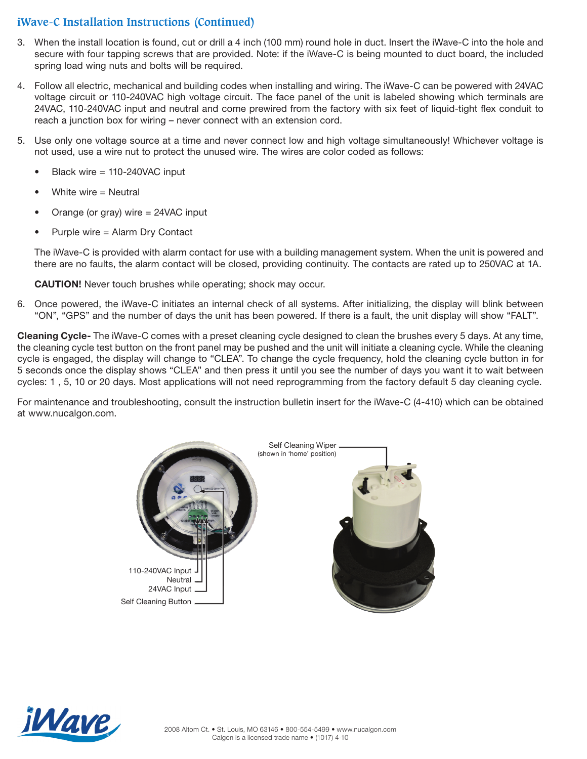## iWave-C Installation Instructions (Continued)

3. When the install location is found, cut or drill a 4 inch (100 mm) round hole in duct. Insert the iWave-C into the hole and secure with four tapping screws that are provided. Note: if the iWave-C is being mounted to duct board, the included spring load wing nuts and bolts will be required.

4. Follow all electric, mechanical and building codes when installing and wiring. The iWave-C can be powered with 24VAC voltage circuit or 110-240VAC high voltage circuit. The face panel of the unit is labeled showing which terminals are 24VAC, 110-240VAC input and neutral and come prewired from the factory with six feet of liquid-tight flex conduit to reach a junction box for wiring – never connect with an extension cord.

5. Use only one voltage source at a time and never connect low and high voltage simultaneously! Whichever voltage is not used, use a wire nut to protect the unused wire. The wires are color coded as follows:

   - Black wire = 110-240VAC input
   - White wire = Neutral
   - Orange (or gray) wire = 24VAC input
   - Purple wire = Alarm Dry Contact

   The iWave-C is provided with alarm contact for use with a building management system. When the unit is powered and there are no faults, the alarm contact will be closed, providing continuity. The contacts are rated up to 250VAC at 1A.

   **CAUTION!** Never touch brushes while operating; shock may occur.

6. Once powered, the iWave-C initiates an internal check of all systems. After initializing, the display will blink between "ON", "GPS" and the number of days the unit has been powered. If there is a fault, the unit display will show "FALT".

**Cleaning Cycle-** The iWave-C comes with a preset cleaning cycle designed to clean the brushes every 5 days. At any time, the cleaning cycle test button on the front panel may be pushed and the unit will initiate a cleaning cycle. While the cleaning cycle is engaged, the display will change to "CLEA". To change the cycle frequency, hold the cleaning cycle button in for 5 seconds once the display shows "CLEA" and then press it until you see the number of days you want it to wait between cycles: 1 , 5, 10 or 20 days. Most applications will not need reprogramming from the factory default 5 day cleaning cycle.

For maintenance and troubleshooting, consult the instruction bulletin insert for the iWave-C (4-410) which can be obtained at www.nucalgon.com.

110-240VAC Input
Neutral
24VAC Input
Self Cleaning Button

Self Cleaning Wiper
(shown in 'home' position)

2008 Altom Ct. • St. Louis, MO 63146 • 800-554-5499 • www.nucalgon.com
Calgon is a licensed trade name • (1017) 4-10